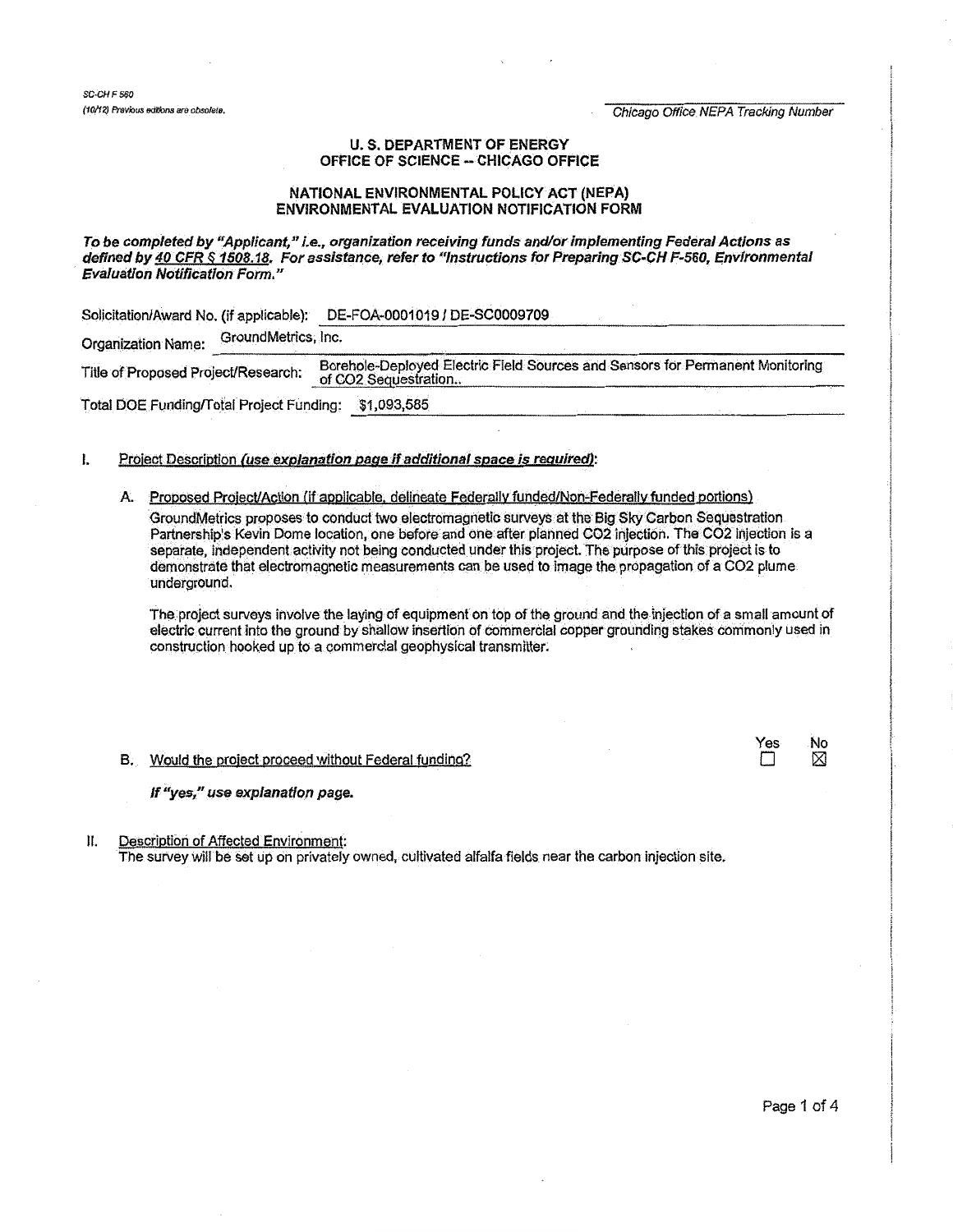SC-CH F 560
(10/12) Previous editions are obsolete.

Chicago Office NEPA Tracking Number

## U. S. DEPARTMENT OF ENERGY
## OFFICE OF SCIENCE -- CHICAGO OFFICE

## NATIONAL ENVIRONMENTAL POLICY ACT (NEPA)
## ENVIRONMENTAL EVALUATION NOTIFICATION FORM

***To be completed by "Applicant," i.e., organization receiving funds and/or implementing Federal Actions as defined by 40 CFR § 1508.18. For assistance, refer to "Instructions for Preparing SC-CH F-560, Environmental Evaluation Notification Form."***

Solicitation/Award No. (if applicable): DE-FOA-0001019 / DE-SC0009709

Organization Name: GroundMetrics, Inc.

Title of Proposed Project/Research: Borehole-Deployed Electric Field Sources and Sensors for Permanent Monitoring of $CO_2$ Sequestration..

Total DOE Funding/Total Project Funding: $1,093,585

I. Project Description ***(use explanation page if additional space is required)***:

A. Proposed Project/Action (if applicable, delineate Federally funded/Non-Federally funded portions)

GroundMetrics proposes to conduct two electromagnetic surveys at the Big Sky Carbon Sequestration Partnership's Kevin Dome location, one before and one after planned $CO_2$ injection. The $CO_2$ injection is a separate, independent activity not being conducted under this project. The purpose of this project is to demonstrate that electromagnetic measurements can be used to image the propagation of a $CO_2$ plume underground.

The project surveys involve the laying of equipment on top of the ground and the injection of a small amount of electric current into the ground by shallow insertion of commercial copper grounding stakes commonly used in construction hooked up to a commercial geophysical transmitter.

B. Would the project proceed without Federal funding? Yes ☐ No ☒

***If "yes," use explanation page.***

II. Description of Affected Environment:
The survey will be set up on privately owned, cultivated alfalfa fields near the carbon injection site.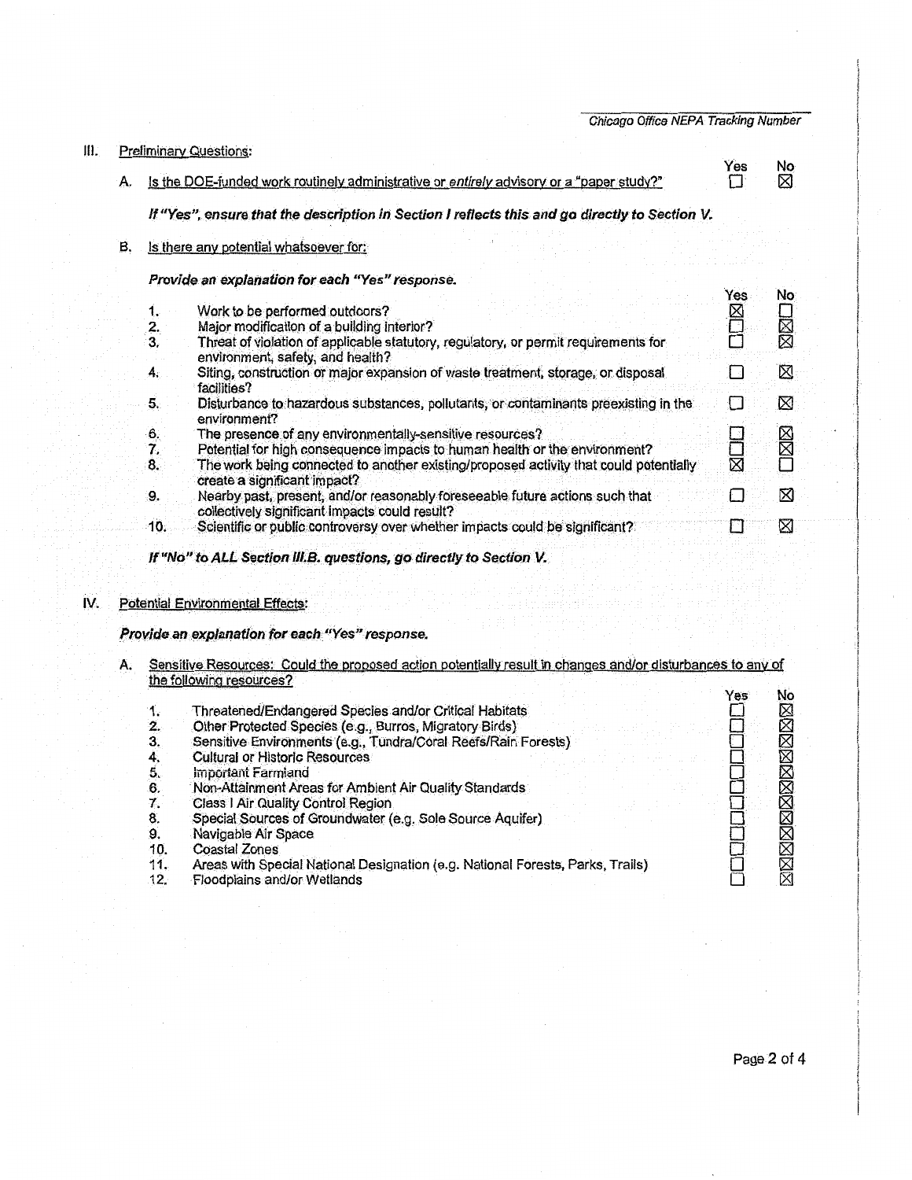Chicago Office NEPA Tracking Number

III. Preliminary Questions:

A. Is the DOE-funded work routinely administrative or *entirely* advisory or a "paper study?"

| | Yes | No |
|---|---|---|
| Is the DOE-funded work routinely administrative or *entirely* advisory or a "paper study?" | ☐ | ☒ |

***If "Yes", ensure that the description in Section I reflects this and go directly to Section V.***

B. Is there any potential whatsoever for:

***Provide an explanation for each "Yes" response.***

| | | Yes | No |
|---|---|---|---|
| 1. | Work to be performed outdoors? | ☒ | ☐ |
| 2. | Major modification of a building interior? | ☐ | ☒ |
| 3. | Threat of violation of applicable statutory, regulatory, or permit requirements for environment, safety, and health? | ☐ | ☒ |
| 4. | Siting, construction or major expansion of waste treatment, storage, or disposal facilities? | ☐ | ☒ |
| 5. | Disturbance to hazardous substances, pollutants, or contaminants preexisting in the environment? | ☐ | ☒ |
| 6. | The presence of any environmentally-sensitive resources? | ☐ | ☒ |
| 7. | Potential for high consequence impacts to human health or the environment? | ☐ | ☒ |
| 8. | The work being connected to another existing/proposed activity that could potentially create a significant impact? | ☒ | ☐ |
| 9. | Nearby past, present, and/or reasonably foreseeable future actions such that collectively significant impacts could result? | ☐ | ☒ |
| 10. | Scientific or public controversy over whether impacts could be significant? | ☐ | ☒ |

***If "No" to ALL Section III.B. questions, go directly to Section V.***

IV. Potential Environmental Effects:

***Provide an explanation for each "Yes" response.***

A. Sensitive Resources: Could the proposed action potentially result in changes and/or disturbances to any of the following resources?

| | | Yes | No |
|---|---|---|---|
| 1. | Threatened/Endangered Species and/or Critical Habitats | ☐ | ☒ |
| 2. | Other Protected Species (e.g., Burros, Migratory Birds) | ☐ | ☒ |
| 3. | Sensitive Environments (e.g., Tundra/Coral Reefs/Rain Forests) | ☐ | ☒ |
| 4. | Cultural or Historic Resources | ☐ | ☒ |
| 5. | Important Farmland | ☐ | ☒ |
| 6. | Non-Attainment Areas for Ambient Air Quality Standards | ☐ | ☒ |
| 7. | Class I Air Quality Control Region | ☐ | ☒ |
| 8. | Special Sources of Groundwater (e.g. Sole Source Aquifer) | ☐ | ☒ |
| 9. | Navigable Air Space | ☐ | ☒ |
| 10. | Coastal Zones | ☐ | ☒ |
| 11. | Areas with Special National Designation (e.g. National Forests, Parks, Trails) | ☐ | ☒ |
| 12. | Floodplains and/or Wetlands | ☐ | ☒ |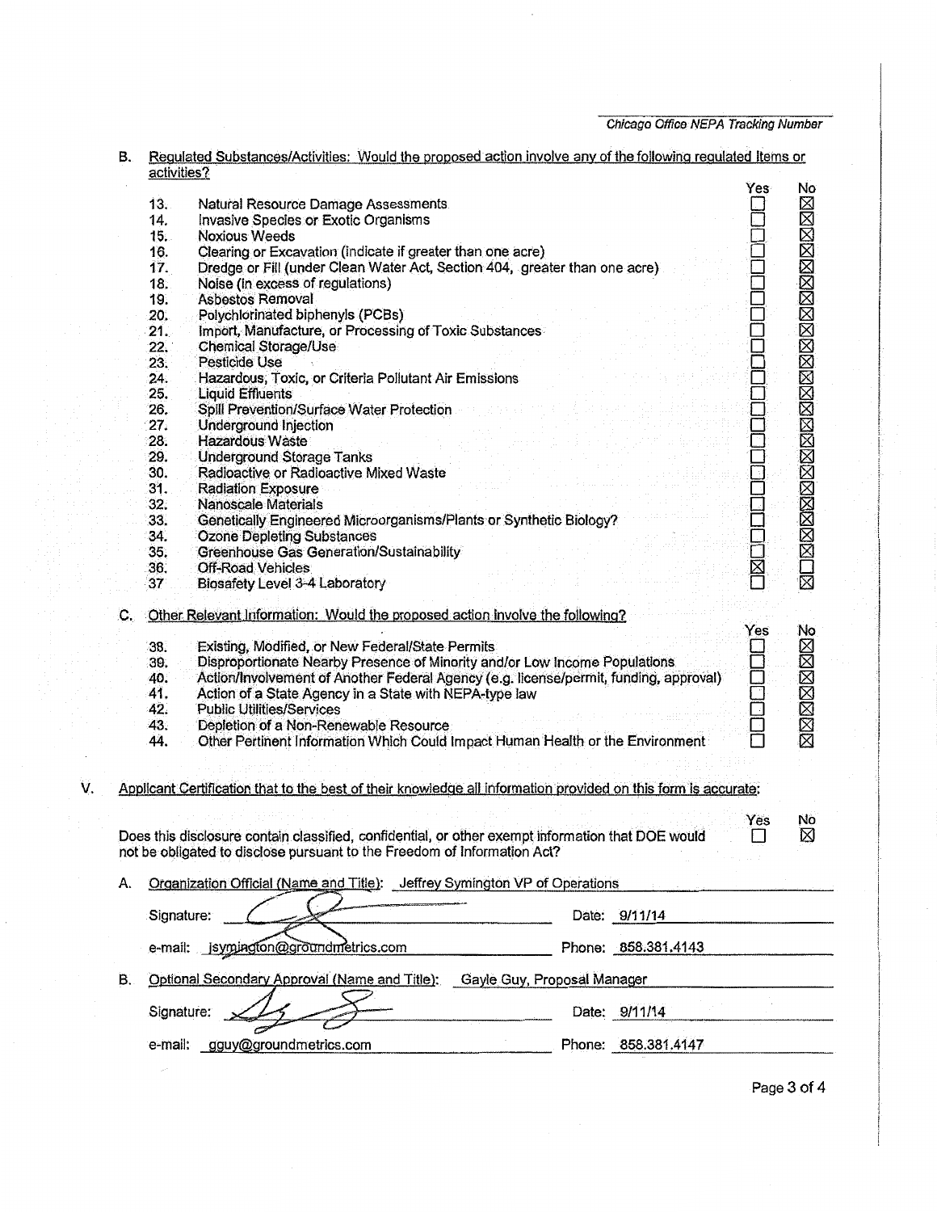*Chicago Office NEPA Tracking Number*

B. Regulated Substances/Activities: Would the proposed action involve any of the following regulated items or activities?

| | | Yes | No |
|---|---|---|---|
| 13. | Natural Resource Damage Assessments | ☐ | ☒ |
| 14. | Invasive Species or Exotic Organisms | ☐ | ☒ |
| 15. | Noxious Weeds | ☐ | ☒ |
| 16. | Clearing or Excavation (indicate if greater than one acre) | ☐ | ☒ |
| 17. | Dredge or Fill (under Clean Water Act, Section 404, greater than one acre) | ☐ | ☒ |
| 18. | Noise (in excess of regulations) | ☐ | ☒ |
| 19. | Asbestos Removal | ☐ | ☒ |
| 20. | Polychlorinated biphenyls (PCBs) | ☐ | ☒ |
| 21. | Import, Manufacture, or Processing of Toxic Substances | ☐ | ☒ |
| 22. | Chemical Storage/Use | ☐ | ☒ |
| 23. | Pesticide Use | ☐ | ☒ |
| 24. | Hazardous, Toxic, or Criteria Pollutant Air Emissions | ☐ | ☒ |
| 25. | Liquid Effluents | ☐ | ☒ |
| 26. | Spill Prevention/Surface Water Protection | ☐ | ☒ |
| 27. | Underground Injection | ☐ | ☒ |
| 28. | Hazardous Waste | ☐ | ☒ |
| 29. | Underground Storage Tanks | ☐ | ☒ |
| 30. | Radioactive or Radioactive Mixed Waste | ☐ | ☒ |
| 31. | Radiation Exposure | ☐ | ☒ |
| 32. | Nanoscale Materials | ☐ | ☒ |
| 33. | Genetically Engineered Microorganisms/Plants or Synthetic Biology? | ☐ | ☒ |
| 34. | Ozone Depleting Substances | ☐ | ☒ |
| 35. | Greenhouse Gas Generation/Sustainability | ☐ | ☒ |
| 36. | Off-Road Vehicles | ☒ | ☐ |
| 37 | Biosafety Level 3-4 Laboratory | ☐ | ☒ |

C. Other Relevant Information: Would the proposed action involve the following?

| | | Yes | No |
|---|---|---|---|
| 38. | Existing, Modified, or New Federal/State Permits | ☐ | ☒ |
| 39. | Disproportionate Nearby Presence of Minority and/or Low Income Populations | ☐ | ☒ |
| 40. | Action/Involvement of Another Federal Agency (e.g. license/permit, funding, approval) | ☐ | ☒ |
| 41. | Action of a State Agency in a State with NEPA-type law | ☐ | ☒ |
| 42. | Public Utilities/Services | ☐ | ☒ |
| 43. | Depletion of a Non-Renewable Resource | ☐ | ☒ |
| 44. | Other Pertinent Information Which Could Impact Human Health or the Environment | ☐ | ☒ |

V. Applicant Certification that to the best of their knowledge all information provided on this form is accurate:

| | Yes | No |
|---|---|---|
| Does this disclosure contain classified, confidential, or other exempt information that DOE would not be obligated to disclose pursuant to the Freedom of Information Act? | ☐ | ☒ |

A. Organization Official (Name and Title): Jeffrey Symington VP of Operations

Signature: [signature] Date: 9/11/14

e-mail: jsymington@groundmetrics.com Phone: 858.381.4143

B. Optional Secondary Approval (Name and Title): Gayle Guy, Proposal Manager

Signature: [signature] Date: 9/11/14

e-mail: gguy@groundmetrics.com Phone: 858.381.4147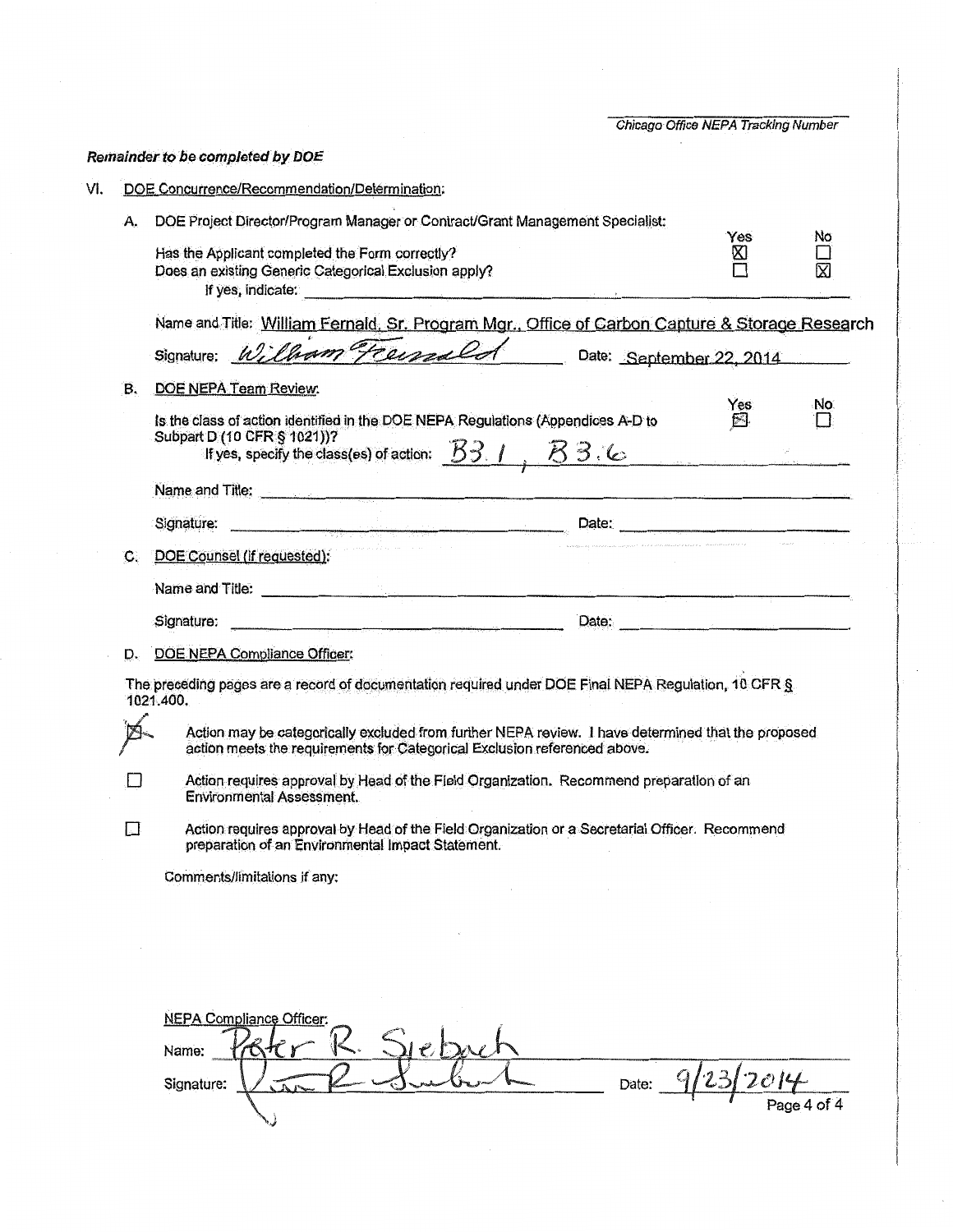Chicago Office NEPA Tracking Number

***Remainder to be completed by DOE***

VI. DOE Concurrence/Recommendation/Determination:

A. DOE Project Director/Program Manager or Contract/Grant Management Specialist:

| | Yes | No |
|---|---|---|
| Has the Applicant completed the Form correctly? | ☒ | ☐ |
| Does an existing Generic Categorical Exclusion apply? | ☐ | ☒ |

If yes, indicate: ______

Name and Title: William Fernald, Sr. Program Mgr., Office of Carbon Capture & Storage Research

Signature: *William Fernald* Date: September 22, 2014

B. DOE NEPA Team Review:

| | Yes | No |
|---|---|---|
| Is the class of action identified in the DOE NEPA Regulations (Appendices A-D to Subpart D (10 CFR § 1021))? | ☒ | ☐ |

If yes, specify the class(es) of action: B3.1, B3.6

Name and Title: ______

Signature: ______ Date: ______

C. DOE Counsel (if requested):

Name and Title: ______

Signature: ______ Date: ______

D. DOE NEPA Compliance Officer:

The preceding pages are a record of documentation required under DOE Final NEPA Regulation, 10 CFR § 1021.400.

☒ Action may be categorically excluded from further NEPA review. I have determined that the proposed action meets the requirements for Categorical Exclusion referenced above.

☐ Action requires approval by Head of the Field Organization. Recommend preparation of an Environmental Assessment.

☐ Action requires approval by Head of the Field Organization or a Secretarial Officer. Recommend preparation of an Environmental Impact Statement.

Comments/limitations if any:

NEPA Compliance Officer:

Name: Peter R. Siebach

Signature: *Peter R. Siebach* Date: 9/23/2014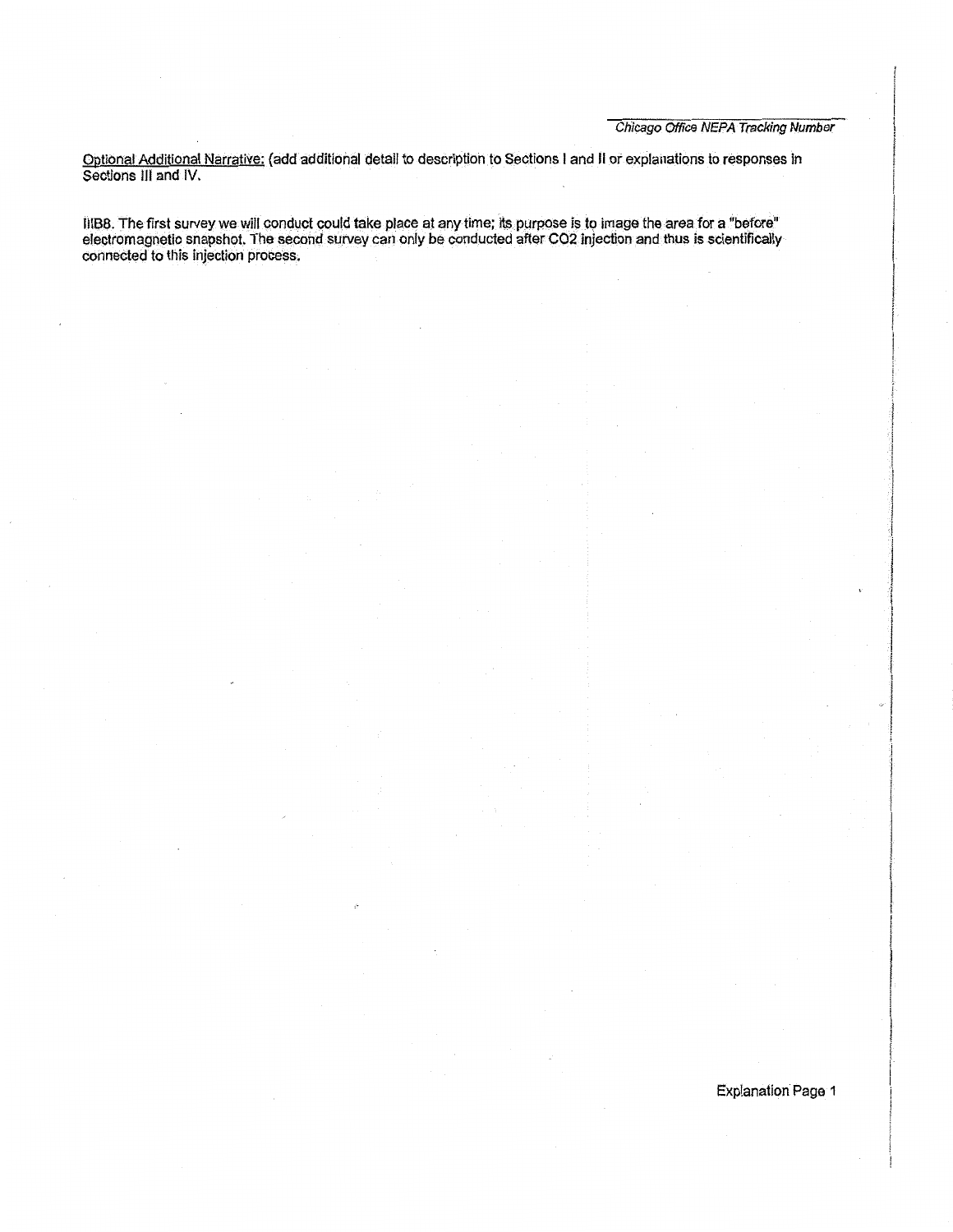Chicago Office NEPA Tracking Number

Optional Additional Narrative: (add additional detail to description to Sections I and II or explanations to responses in Sections III and IV.

IIIB8. The first survey we will conduct could take place at any time; its purpose is to image the area for a "before" electromagnetic snapshot. The second survey can only be conducted after $CO_2$ injection and thus is scientifically connected to this injection process.

Explanation Page 1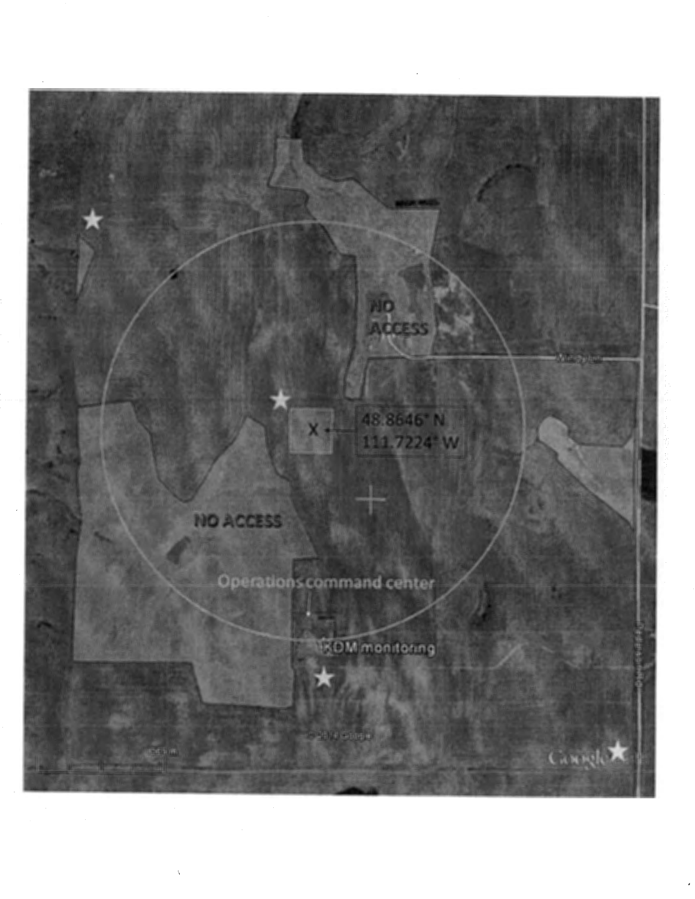NO ACCESS

48.8646° N
111.7224° W

NO ACCESS

Operations command center

KDM monitoring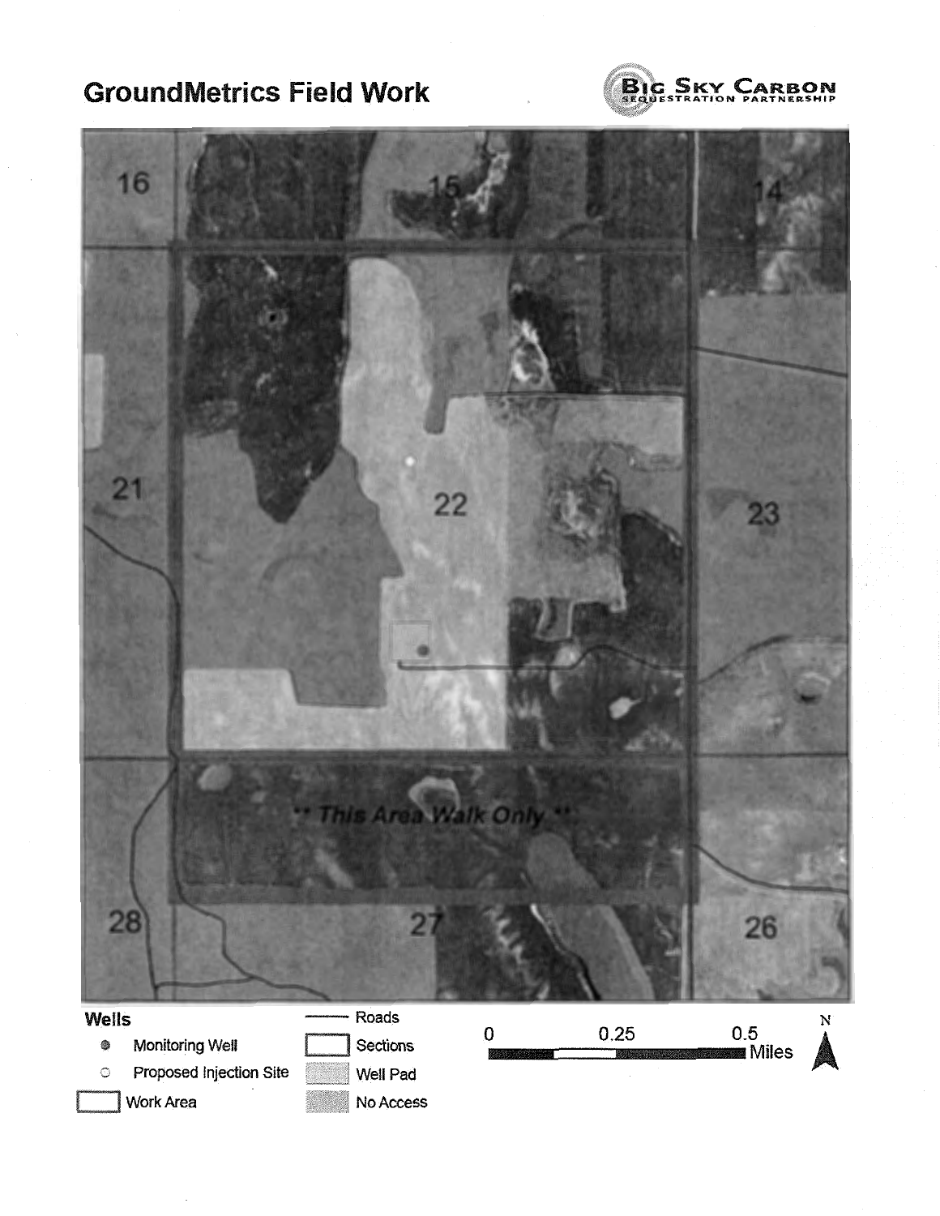# GroundMetrics Field Work

BIG SKY CARBON SEQUESTRATION PARTNERSHIP

16 15 14

21 22 23

** This Area Walk Only **

28 27 26

**Wells**

- Monitoring Well
- Proposed Injection Site

Work Area

Roads

Sections

Well Pad

No Access

0 0.25 0.5 Miles

N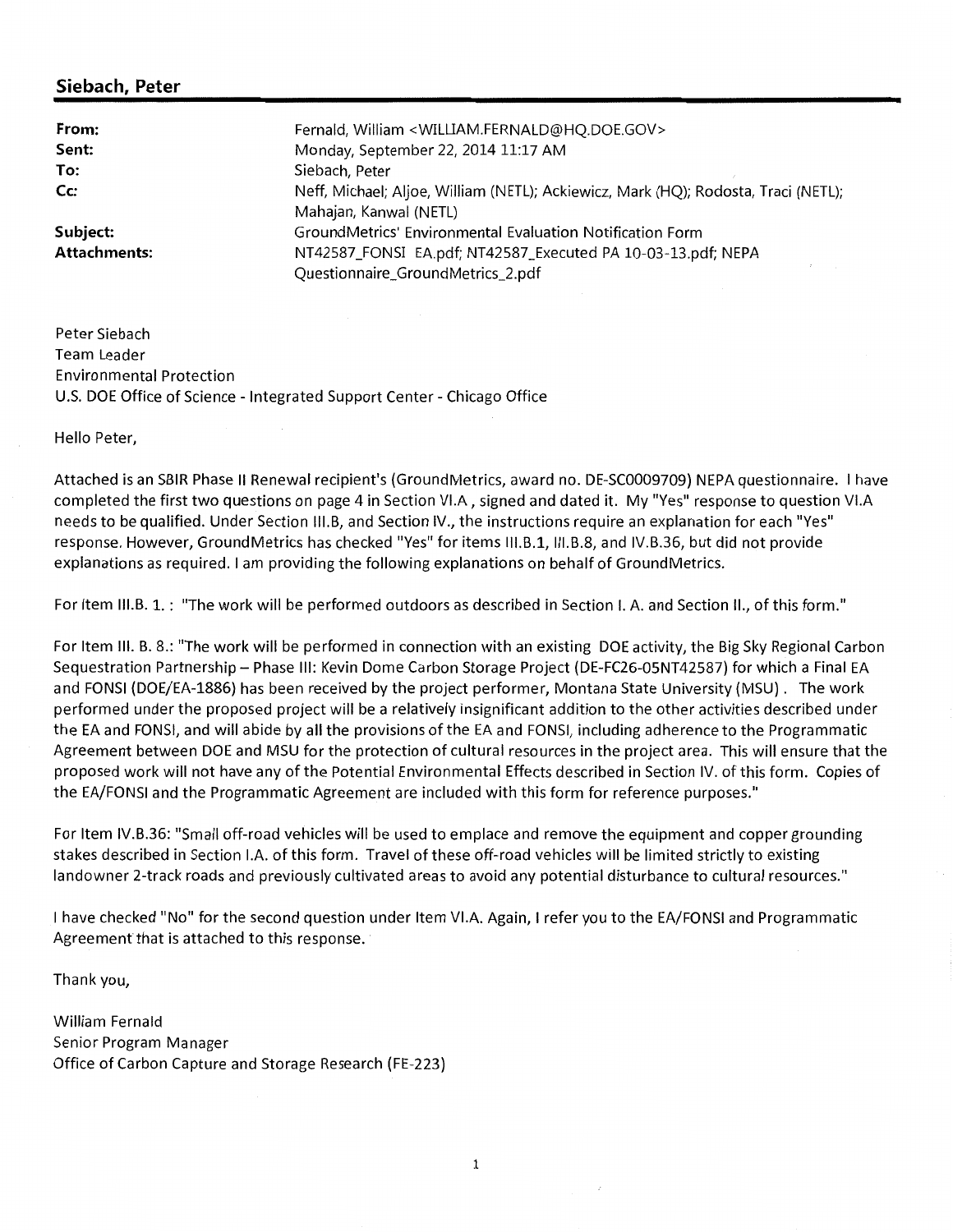## Siebach, Peter

| | |
|---|---|
| **From:** | Fernald, William <WILLIAM.FERNALD@HQ.DOE.GOV> |
| **Sent:** | Monday, September 22, 2014 11:17 AM |
| **To:** | Siebach, Peter |
| **Cc:** | Neff, Michael; Aljoe, William (NETL); Ackiewicz, Mark (HQ); Rodosta, Traci (NETL); Mahajan, Kanwal (NETL) |
| **Subject:** | GroundMetrics' Environmental Evaluation Notification Form |
| **Attachments:** | NT42587_FONSI EA.pdf; NT42587_Executed PA 10-03-13.pdf; NEPA Questionnaire_GroundMetrics_2.pdf |

Peter Siebach
Team Leader
Environmental Protection
U.S. DOE Office of Science - Integrated Support Center - Chicago Office

Hello Peter,

Attached is an SBIR Phase II Renewal recipient's (GroundMetrics, award no. DE-SC0009709) NEPA questionnaire. I have completed the first two questions on page 4 in Section VI.A , signed and dated it. My "Yes" response to question VI.A needs to be qualified. Under Section III.B, and Section IV., the instructions require an explanation for each "Yes" response. However, GroundMetrics has checked "Yes" for items III.B.1, III.B.8, and IV.B.36, but did not provide explanations as required. I am providing the following explanations on behalf of GroundMetrics.

For Item III.B. 1. : "The work will be performed outdoors as described in Section I. A. and Section II., of this form."

For Item III. B. 8.: "The work will be performed in connection with an existing DOE activity, the Big Sky Regional Carbon Sequestration Partnership – Phase III: Kevin Dome Carbon Storage Project (DE-FC26-05NT42587) for which a Final EA and FONSI (DOE/EA-1886) has been received by the project performer, Montana State University (MSU) . The work performed under the proposed project will be a relatively insignificant addition to the other activities described under the EA and FONSI, and will abide by all the provisions of the EA and FONSI, including adherence to the Programmatic Agreement between DOE and MSU for the protection of cultural resources in the project area. This will ensure that the proposed work will not have any of the Potential Environmental Effects described in Section IV. of this form. Copies of the EA/FONSI and the Programmatic Agreement are included with this form for reference purposes."

For Item IV.B.36: "Small off-road vehicles will be used to emplace and remove the equipment and copper grounding stakes described in Section I.A. of this form. Travel of these off-road vehicles will be limited strictly to existing landowner 2-track roads and previously cultivated areas to avoid any potential disturbance to cultural resources."

I have checked "No" for the second question under Item VI.A. Again, I refer you to the EA/FONSI and Programmatic Agreement that is attached to this response.

Thank you,

William Fernald
Senior Program Manager
Office of Carbon Capture and Storage Research (FE-223)